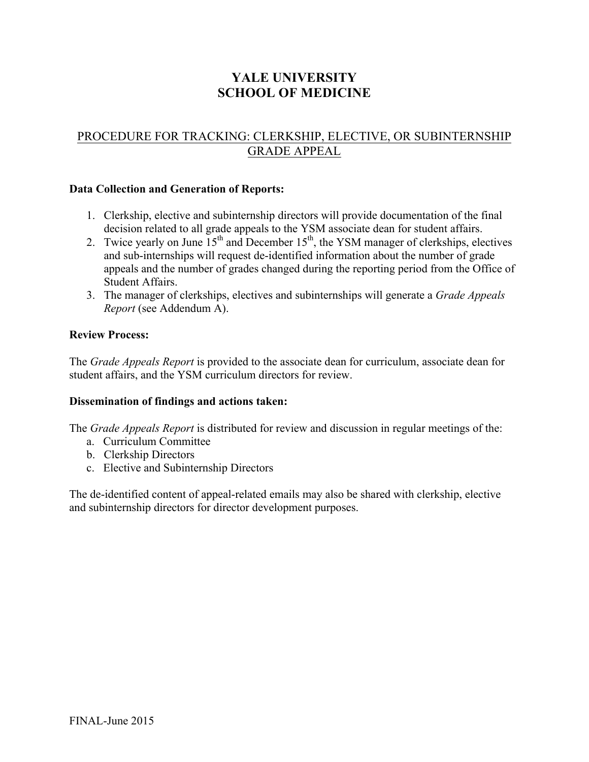# YALE UNIVERSITY
# SCHOOL OF MEDICINE

## PROCEDURE FOR TRACKING: CLERKSHIP, ELECTIVE, OR SUBINTERNSHIP GRADE APPEAL

**Data Collection and Generation of Reports:**

1. Clerkship, elective and subinternship directors will provide documentation of the final decision related to all grade appeals to the YSM associate dean for student affairs.
2. Twice yearly on June 15th and December 15th, the YSM manager of clerkships, electives and sub-internships will request de-identified information about the number of grade appeals and the number of grades changed during the reporting period from the Office of Student Affairs.
3. The manager of clerkships, electives and subinternships will generate a *Grade Appeals Report* (see Addendum A).

**Review Process:**

The *Grade Appeals Report* is provided to the associate dean for curriculum, associate dean for student affairs, and the YSM curriculum directors for review.

**Dissemination of findings and actions taken:**

The *Grade Appeals Report* is distributed for review and discussion in regular meetings of the:

a. Curriculum Committee
b. Clerkship Directors
c. Elective and Subinternship Directors

The de-identified content of appeal-related emails may also be shared with clerkship, elective and subinternship directors for director development purposes.

FINAL-June 2015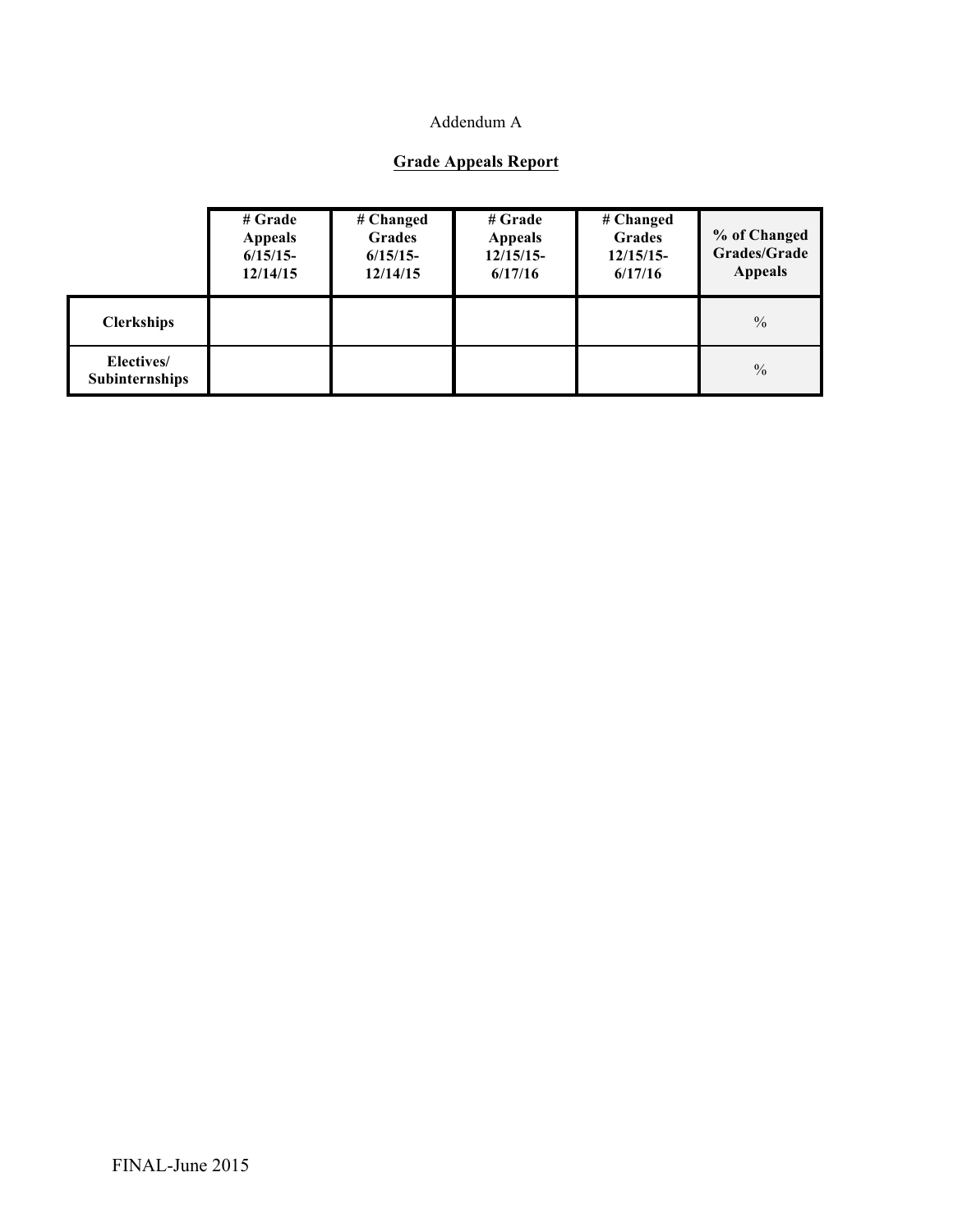Addendum A

## Grade Appeals Report

| | # Grade Appeals 6/15/15-12/14/15 | # Changed Grades 6/15/15-12/14/15 | # Grade Appeals 12/15/15-6/17/16 | # Changed Grades 12/15/15-6/17/16 | % of Changed Grades/Grade Appeals |
|---|---|---|---|---|---|
| **Clerkships** | | | | | % |
| **Electives/ Subinternships** | | | | | % |

FINAL-June 2015